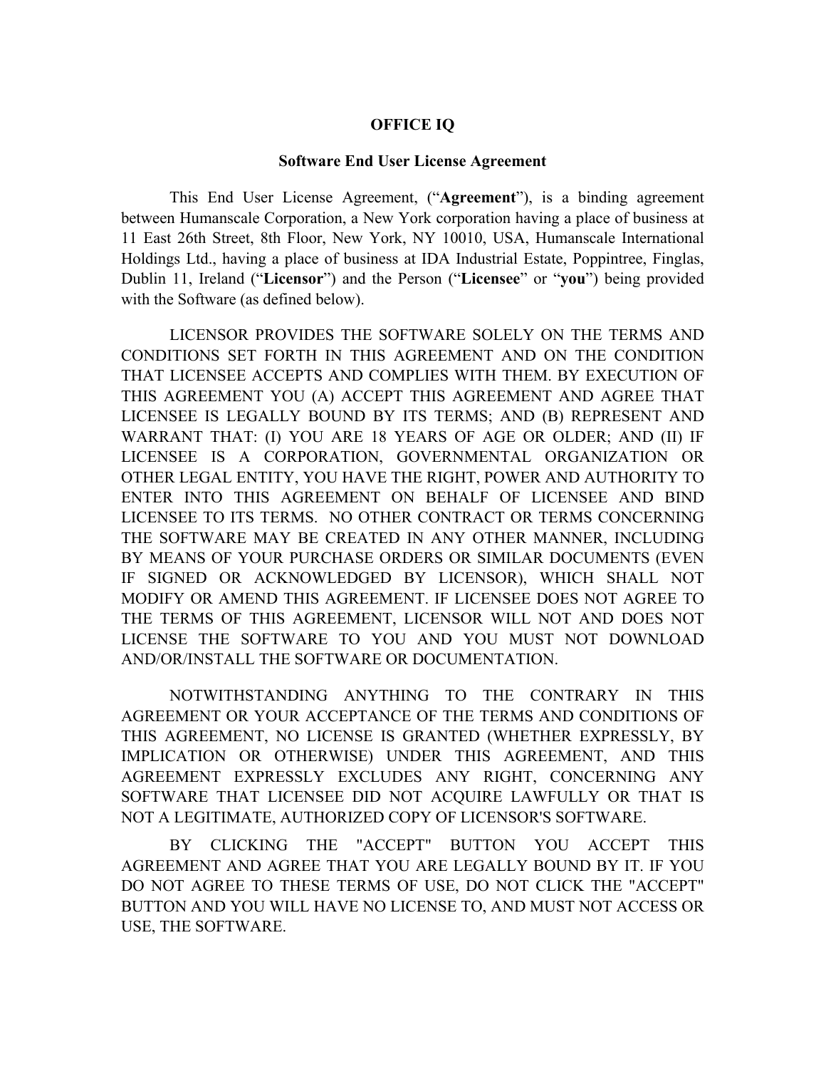# OFFICE IQ

## Software End User License Agreement

This End User License Agreement, ("**Agreement**"), is a binding agreement between Humanscale Corporation, a New York corporation having a place of business at 11 East 26th Street, 8th Floor, New York, NY 10010, USA, Humanscale International Holdings Ltd., having a place of business at IDA Industrial Estate, Poppintree, Finglas, Dublin 11, Ireland ("**Licensor**") and the Person ("**Licensee**" or "**you**") being provided with the Software (as defined below).

LICENSOR PROVIDES THE SOFTWARE SOLELY ON THE TERMS AND CONDITIONS SET FORTH IN THIS AGREEMENT AND ON THE CONDITION THAT LICENSEE ACCEPTS AND COMPLIES WITH THEM. BY EXECUTION OF THIS AGREEMENT YOU (A) ACCEPT THIS AGREEMENT AND AGREE THAT LICENSEE IS LEGALLY BOUND BY ITS TERMS; AND (B) REPRESENT AND WARRANT THAT: (I) YOU ARE 18 YEARS OF AGE OR OLDER; AND (II) IF LICENSEE IS A CORPORATION, GOVERNMENTAL ORGANIZATION OR OTHER LEGAL ENTITY, YOU HAVE THE RIGHT, POWER AND AUTHORITY TO ENTER INTO THIS AGREEMENT ON BEHALF OF LICENSEE AND BIND LICENSEE TO ITS TERMS. NO OTHER CONTRACT OR TERMS CONCERNING THE SOFTWARE MAY BE CREATED IN ANY OTHER MANNER, INCLUDING BY MEANS OF YOUR PURCHASE ORDERS OR SIMILAR DOCUMENTS (EVEN IF SIGNED OR ACKNOWLEDGED BY LICENSOR), WHICH SHALL NOT MODIFY OR AMEND THIS AGREEMENT. IF LICENSEE DOES NOT AGREE TO THE TERMS OF THIS AGREEMENT, LICENSOR WILL NOT AND DOES NOT LICENSE THE SOFTWARE TO YOU AND YOU MUST NOT DOWNLOAD AND/OR/INSTALL THE SOFTWARE OR DOCUMENTATION.

NOTWITHSTANDING ANYTHING TO THE CONTRARY IN THIS AGREEMENT OR YOUR ACCEPTANCE OF THE TERMS AND CONDITIONS OF THIS AGREEMENT, NO LICENSE IS GRANTED (WHETHER EXPRESSLY, BY IMPLICATION OR OTHERWISE) UNDER THIS AGREEMENT, AND THIS AGREEMENT EXPRESSLY EXCLUDES ANY RIGHT, CONCERNING ANY SOFTWARE THAT LICENSEE DID NOT ACQUIRE LAWFULLY OR THAT IS NOT A LEGITIMATE, AUTHORIZED COPY OF LICENSOR'S SOFTWARE.

BY CLICKING THE "ACCEPT" BUTTON YOU ACCEPT THIS AGREEMENT AND AGREE THAT YOU ARE LEGALLY BOUND BY IT. IF YOU DO NOT AGREE TO THESE TERMS OF USE, DO NOT CLICK THE "ACCEPT" BUTTON AND YOU WILL HAVE NO LICENSE TO, AND MUST NOT ACCESS OR USE, THE SOFTWARE.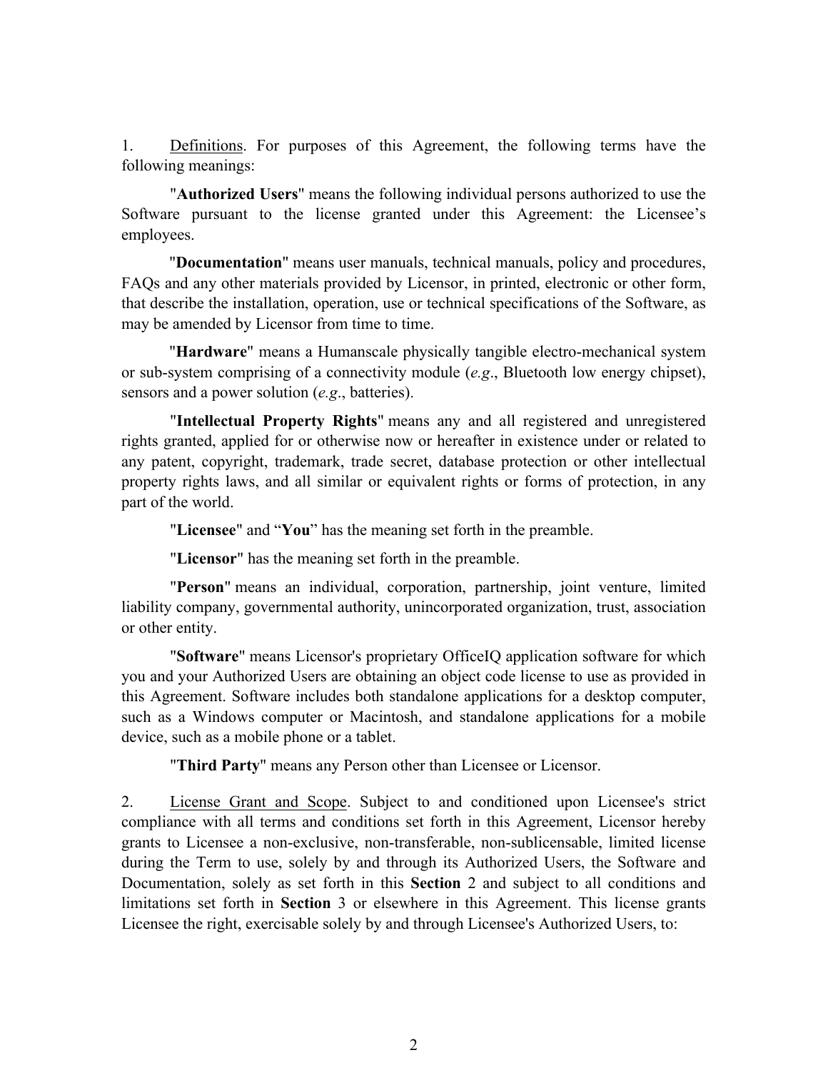1. <u>Definitions</u>. For purposes of this Agreement, the following terms have the following meanings:

"**Authorized Users**" means the following individual persons authorized to use the Software pursuant to the license granted under this Agreement: the Licensee's employees.

"**Documentation**" means user manuals, technical manuals, policy and procedures, FAQs and any other materials provided by Licensor, in printed, electronic or other form, that describe the installation, operation, use or technical specifications of the Software, as may be amended by Licensor from time to time.

"**Hardware**" means a Humanscale physically tangible electro-mechanical system or sub-system comprising of a connectivity module (*e.g*., Bluetooth low energy chipset), sensors and a power solution (*e.g*., batteries).

"**Intellectual Property Rights**" means any and all registered and unregistered rights granted, applied for or otherwise now or hereafter in existence under or related to any patent, copyright, trademark, trade secret, database protection or other intellectual property rights laws, and all similar or equivalent rights or forms of protection, in any part of the world.

"**Licensee**" and "**You**" has the meaning set forth in the preamble.

"**Licensor**" has the meaning set forth in the preamble.

"**Person**" means an individual, corporation, partnership, joint venture, limited liability company, governmental authority, unincorporated organization, trust, association or other entity.

"**Software**" means Licensor's proprietary OfficeIQ application software for which you and your Authorized Users are obtaining an object code license to use as provided in this Agreement. Software includes both standalone applications for a desktop computer, such as a Windows computer or Macintosh, and standalone applications for a mobile device, such as a mobile phone or a tablet.

"**Third Party**" means any Person other than Licensee or Licensor.

2. <u>License Grant and Scope</u>. Subject to and conditioned upon Licensee's strict compliance with all terms and conditions set forth in this Agreement, Licensor hereby grants to Licensee a non-exclusive, non-transferable, non-sublicensable, limited license during the Term to use, solely by and through its Authorized Users, the Software and Documentation, solely as set forth in this **Section** 2 and subject to all conditions and limitations set forth in **Section** 3 or elsewhere in this Agreement. This license grants Licensee the right, exercisable solely by and through Licensee's Authorized Users, to: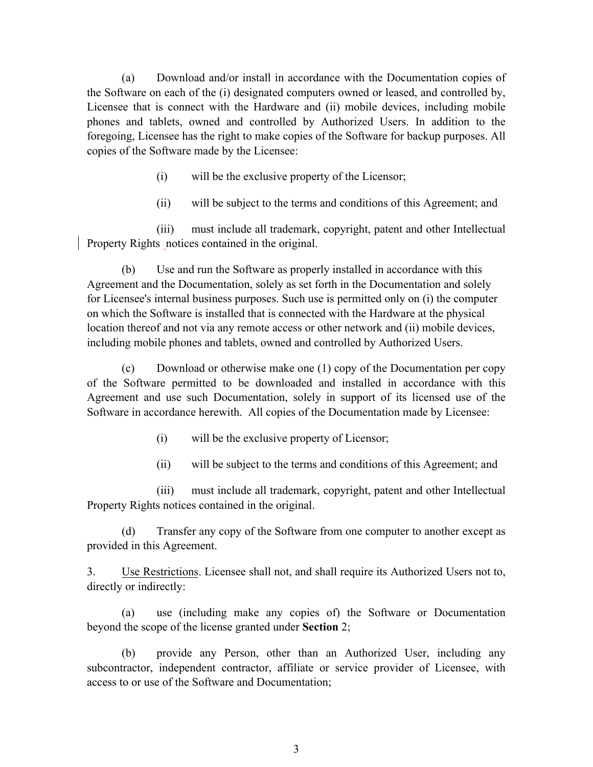(a) Download and/or install in accordance with the Documentation copies of the Software on each of the (i) designated computers owned or leased, and controlled by, Licensee that is connect with the Hardware and (ii) mobile devices, including mobile phones and tablets, owned and controlled by Authorized Users. In addition to the foregoing, Licensee has the right to make copies of the Software for backup purposes. All copies of the Software made by the Licensee:

(i) will be the exclusive property of the Licensor;

(ii) will be subject to the terms and conditions of this Agreement; and

(iii) must include all trademark, copyright, patent and other Intellectual Property Rights notices contained in the original.

(b) Use and run the Software as properly installed in accordance with this Agreement and the Documentation, solely as set forth in the Documentation and solely for Licensee's internal business purposes. Such use is permitted only on (i) the computer on which the Software is installed that is connected with the Hardware at the physical location thereof and not via any remote access or other network and (ii) mobile devices, including mobile phones and tablets, owned and controlled by Authorized Users.

(c) Download or otherwise make one (1) copy of the Documentation per copy of the Software permitted to be downloaded and installed in accordance with this Agreement and use such Documentation, solely in support of its licensed use of the Software in accordance herewith. All copies of the Documentation made by Licensee:

(i) will be the exclusive property of Licensor;

(ii) will be subject to the terms and conditions of this Agreement; and

(iii) must include all trademark, copyright, patent and other Intellectual Property Rights notices contained in the original.

(d) Transfer any copy of the Software from one computer to another except as provided in this Agreement.

3. Use Restrictions. Licensee shall not, and shall require its Authorized Users not to, directly or indirectly:

(a) use (including make any copies of) the Software or Documentation beyond the scope of the license granted under **Section** 2;

(b) provide any Person, other than an Authorized User, including any subcontractor, independent contractor, affiliate or service provider of Licensee, with access to or use of the Software and Documentation;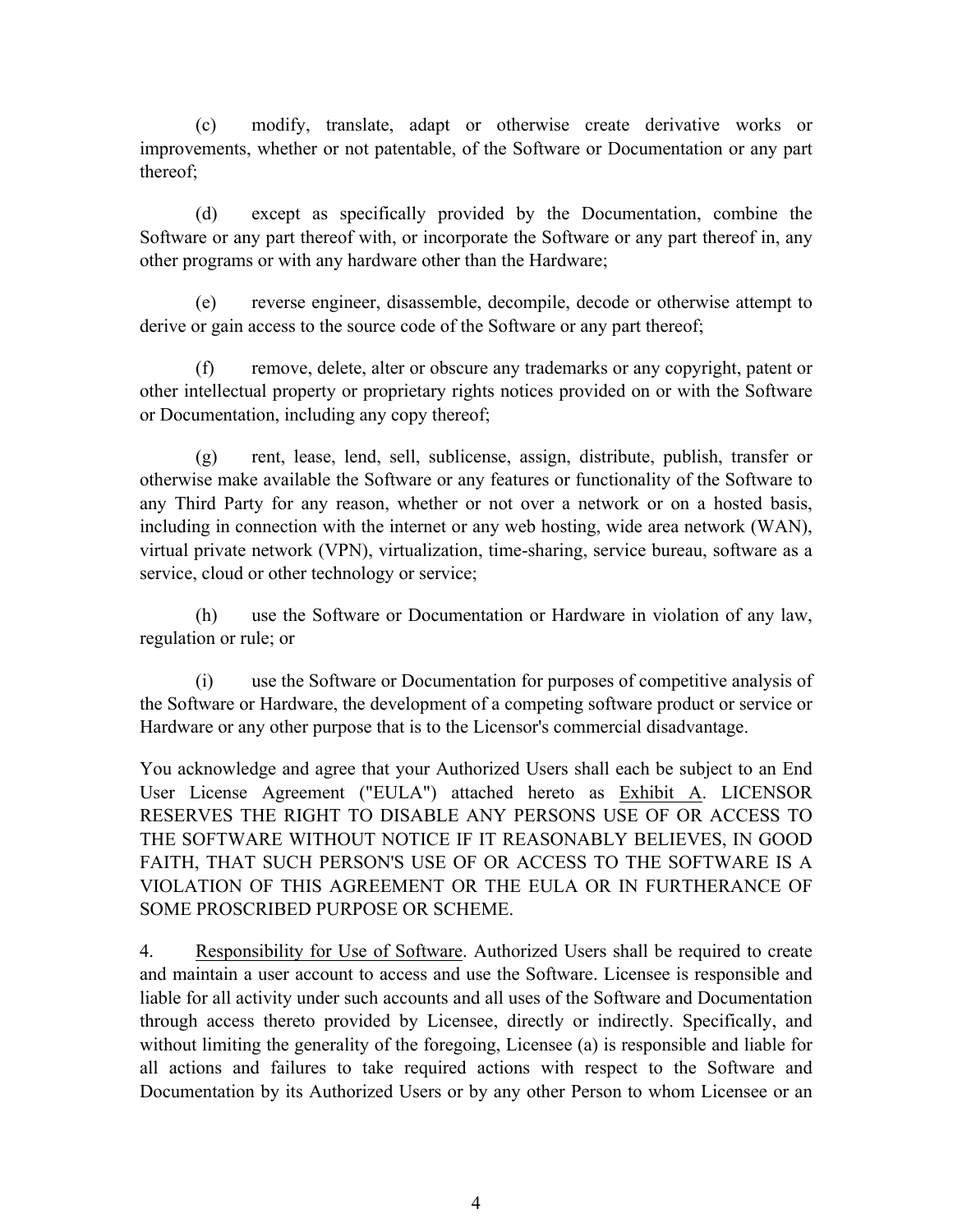(c) modify, translate, adapt or otherwise create derivative works or improvements, whether or not patentable, of the Software or Documentation or any part thereof;

(d) except as specifically provided by the Documentation, combine the Software or any part thereof with, or incorporate the Software or any part thereof in, any other programs or with any hardware other than the Hardware;

(e) reverse engineer, disassemble, decompile, decode or otherwise attempt to derive or gain access to the source code of the Software or any part thereof;

(f) remove, delete, alter or obscure any trademarks or any copyright, patent or other intellectual property or proprietary rights notices provided on or with the Software or Documentation, including any copy thereof;

(g) rent, lease, lend, sell, sublicense, assign, distribute, publish, transfer or otherwise make available the Software or any features or functionality of the Software to any Third Party for any reason, whether or not over a network or on a hosted basis, including in connection with the internet or any web hosting, wide area network (WAN), virtual private network (VPN), virtualization, time-sharing, service bureau, software as a service, cloud or other technology or service;

(h) use the Software or Documentation or Hardware in violation of any law, regulation or rule; or

(i) use the Software or Documentation for purposes of competitive analysis of the Software or Hardware, the development of a competing software product or service or Hardware or any other purpose that is to the Licensor's commercial disadvantage.

You acknowledge and agree that your Authorized Users shall each be subject to an End User License Agreement ("EULA") attached hereto as Exhibit A. LICENSOR RESERVES THE RIGHT TO DISABLE ANY PERSONS USE OF OR ACCESS TO THE SOFTWARE WITHOUT NOTICE IF IT REASONABLY BELIEVES, IN GOOD FAITH, THAT SUCH PERSON'S USE OF OR ACCESS TO THE SOFTWARE IS A VIOLATION OF THIS AGREEMENT OR THE EULA OR IN FURTHERANCE OF SOME PROSCRIBED PURPOSE OR SCHEME.

4. Responsibility for Use of Software. Authorized Users shall be required to create and maintain a user account to access and use the Software. Licensee is responsible and liable for all activity under such accounts and all uses of the Software and Documentation through access thereto provided by Licensee, directly or indirectly. Specifically, and without limiting the generality of the foregoing, Licensee (a) is responsible and liable for all actions and failures to take required actions with respect to the Software and Documentation by its Authorized Users or by any other Person to whom Licensee or an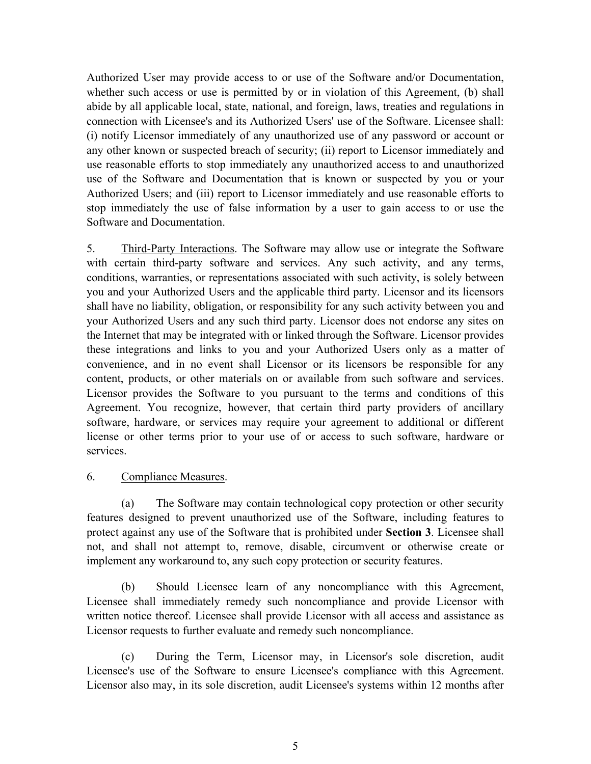Authorized User may provide access to or use of the Software and/or Documentation, whether such access or use is permitted by or in violation of this Agreement, (b) shall abide by all applicable local, state, national, and foreign, laws, treaties and regulations in connection with Licensee's and its Authorized Users' use of the Software. Licensee shall: (i) notify Licensor immediately of any unauthorized use of any password or account or any other known or suspected breach of security; (ii) report to Licensor immediately and use reasonable efforts to stop immediately any unauthorized access to and unauthorized use of the Software and Documentation that is known or suspected by you or your Authorized Users; and (iii) report to Licensor immediately and use reasonable efforts to stop immediately the use of false information by a user to gain access to or use the Software and Documentation.

5. Third-Party Interactions. The Software may allow use or integrate the Software with certain third-party software and services. Any such activity, and any terms, conditions, warranties, or representations associated with such activity, is solely between you and your Authorized Users and the applicable third party. Licensor and its licensors shall have no liability, obligation, or responsibility for any such activity between you and your Authorized Users and any such third party. Licensor does not endorse any sites on the Internet that may be integrated with or linked through the Software. Licensor provides these integrations and links to you and your Authorized Users only as a matter of convenience, and in no event shall Licensor or its licensors be responsible for any content, products, or other materials on or available from such software and services. Licensor provides the Software to you pursuant to the terms and conditions of this Agreement. You recognize, however, that certain third party providers of ancillary software, hardware, or services may require your agreement to additional or different license or other terms prior to your use of or access to such software, hardware or services.

6. Compliance Measures.

(a) The Software may contain technological copy protection or other security features designed to prevent unauthorized use of the Software, including features to protect against any use of the Software that is prohibited under **Section 3**. Licensee shall not, and shall not attempt to, remove, disable, circumvent or otherwise create or implement any workaround to, any such copy protection or security features.

(b) Should Licensee learn of any noncompliance with this Agreement, Licensee shall immediately remedy such noncompliance and provide Licensor with written notice thereof. Licensee shall provide Licensor with all access and assistance as Licensor requests to further evaluate and remedy such noncompliance.

(c) During the Term, Licensor may, in Licensor's sole discretion, audit Licensee's use of the Software to ensure Licensee's compliance with this Agreement. Licensor also may, in its sole discretion, audit Licensee's systems within 12 months after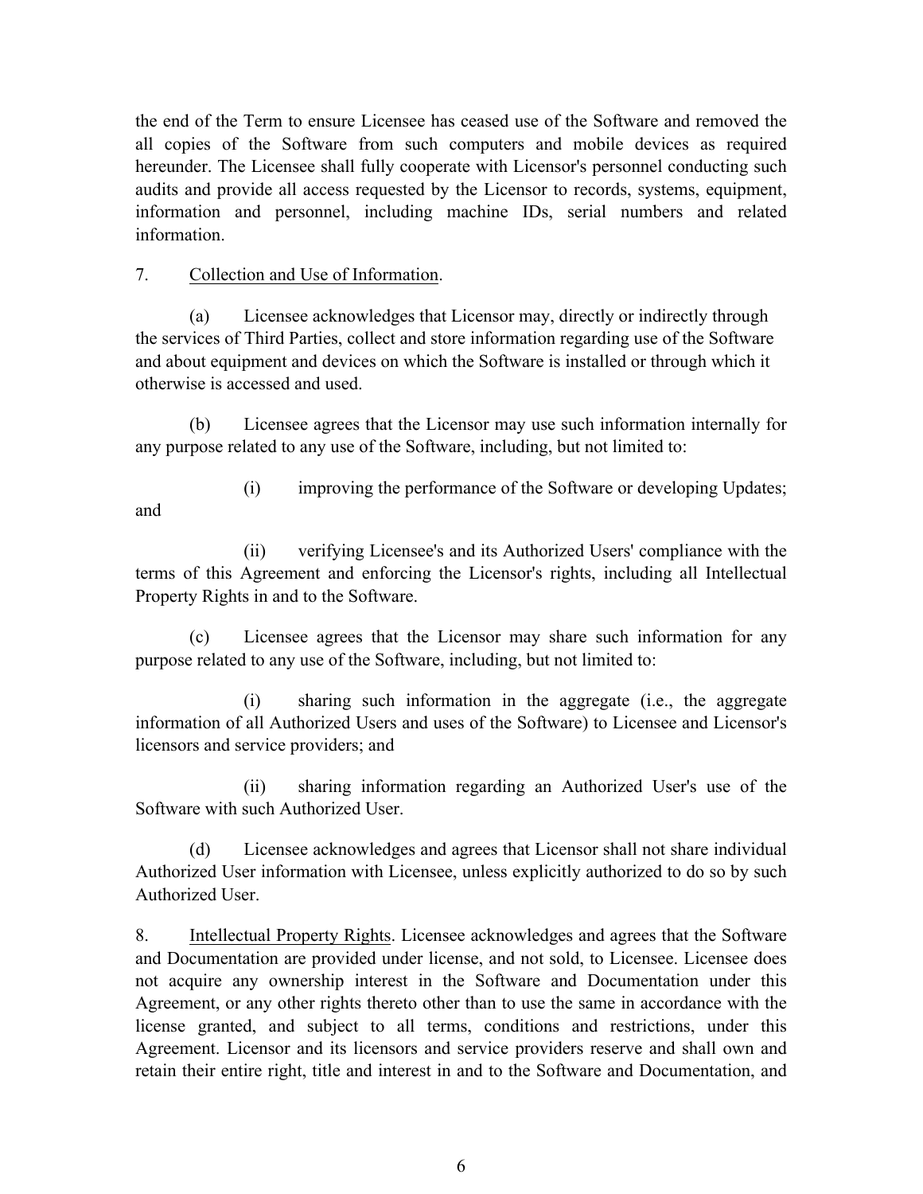the end of the Term to ensure Licensee has ceased use of the Software and removed the all copies of the Software from such computers and mobile devices as required hereunder. The Licensee shall fully cooperate with Licensor's personnel conducting such audits and provide all access requested by the Licensor to records, systems, equipment, information and personnel, including machine IDs, serial numbers and related information.

7. Collection and Use of Information.

(a) Licensee acknowledges that Licensor may, directly or indirectly through the services of Third Parties, collect and store information regarding use of the Software and about equipment and devices on which the Software is installed or through which it otherwise is accessed and used.

(b) Licensee agrees that the Licensor may use such information internally for any purpose related to any use of the Software, including, but not limited to:

(i) improving the performance of the Software or developing Updates; and

(ii) verifying Licensee's and its Authorized Users' compliance with the terms of this Agreement and enforcing the Licensor's rights, including all Intellectual Property Rights in and to the Software.

(c) Licensee agrees that the Licensor may share such information for any purpose related to any use of the Software, including, but not limited to:

(i) sharing such information in the aggregate (i.e., the aggregate information of all Authorized Users and uses of the Software) to Licensee and Licensor's licensors and service providers; and

(ii) sharing information regarding an Authorized User's use of the Software with such Authorized User.

(d) Licensee acknowledges and agrees that Licensor shall not share individual Authorized User information with Licensee, unless explicitly authorized to do so by such Authorized User.

8. Intellectual Property Rights. Licensee acknowledges and agrees that the Software and Documentation are provided under license, and not sold, to Licensee. Licensee does not acquire any ownership interest in the Software and Documentation under this Agreement, or any other rights thereto other than to use the same in accordance with the license granted, and subject to all terms, conditions and restrictions, under this Agreement. Licensor and its licensors and service providers reserve and shall own and retain their entire right, title and interest in and to the Software and Documentation, and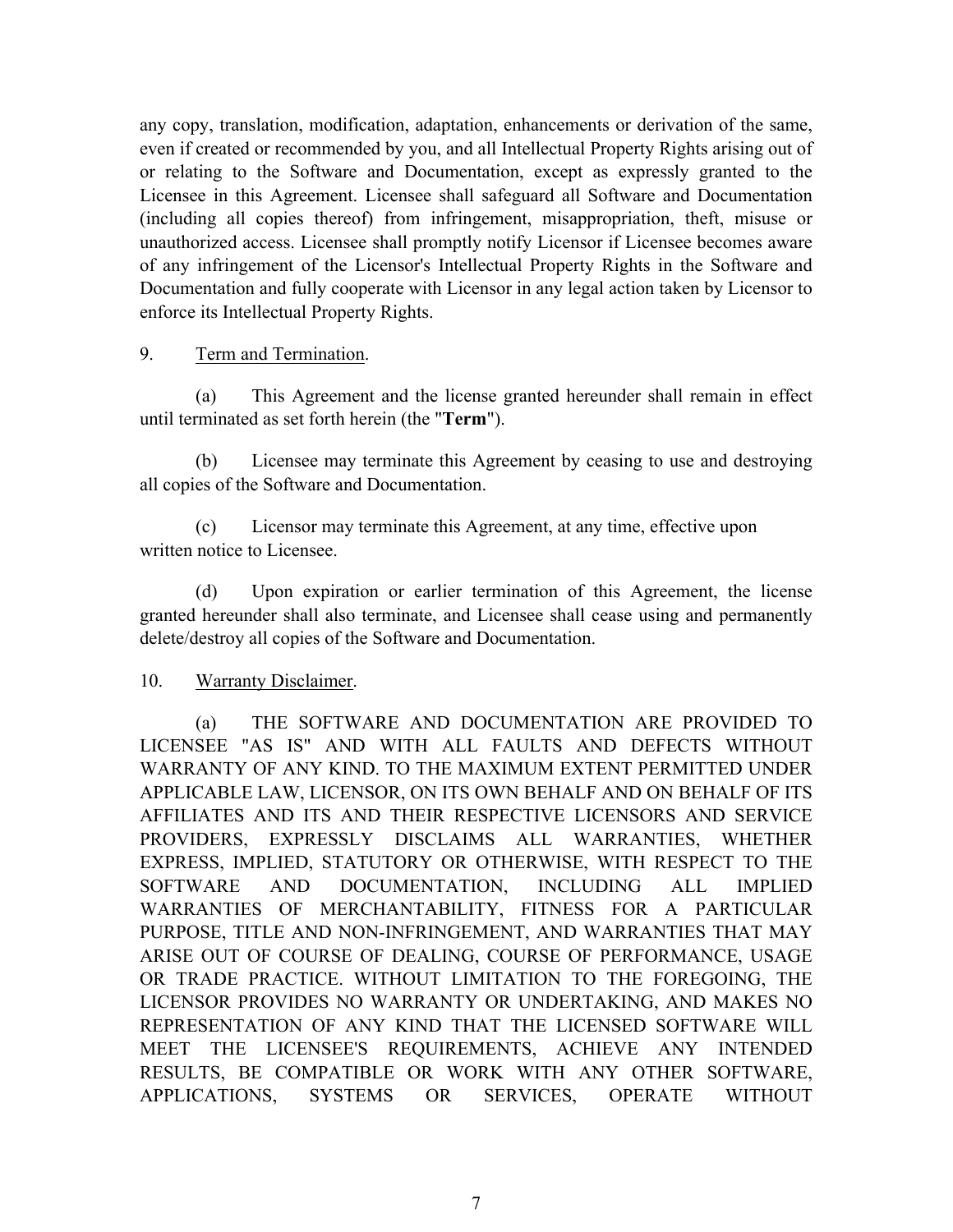any copy, translation, modification, adaptation, enhancements or derivation of the same, even if created or recommended by you, and all Intellectual Property Rights arising out of or relating to the Software and Documentation, except as expressly granted to the Licensee in this Agreement. Licensee shall safeguard all Software and Documentation (including all copies thereof) from infringement, misappropriation, theft, misuse or unauthorized access. Licensee shall promptly notify Licensor if Licensee becomes aware of any infringement of the Licensor's Intellectual Property Rights in the Software and Documentation and fully cooperate with Licensor in any legal action taken by Licensor to enforce its Intellectual Property Rights.

9. Term and Termination.

(a) This Agreement and the license granted hereunder shall remain in effect until terminated as set forth herein (the "**Term**").

(b) Licensee may terminate this Agreement by ceasing to use and destroying all copies of the Software and Documentation.

(c) Licensor may terminate this Agreement, at any time, effective upon written notice to Licensee.

(d) Upon expiration or earlier termination of this Agreement, the license granted hereunder shall also terminate, and Licensee shall cease using and permanently delete/destroy all copies of the Software and Documentation.

10. Warranty Disclaimer.

(a) THE SOFTWARE AND DOCUMENTATION ARE PROVIDED TO LICENSEE "AS IS" AND WITH ALL FAULTS AND DEFECTS WITHOUT WARRANTY OF ANY KIND. TO THE MAXIMUM EXTENT PERMITTED UNDER APPLICABLE LAW, LICENSOR, ON ITS OWN BEHALF AND ON BEHALF OF ITS AFFILIATES AND ITS AND THEIR RESPECTIVE LICENSORS AND SERVICE PROVIDERS, EXPRESSLY DISCLAIMS ALL WARRANTIES, WHETHER EXPRESS, IMPLIED, STATUTORY OR OTHERWISE, WITH RESPECT TO THE SOFTWARE AND DOCUMENTATION, INCLUDING ALL IMPLIED WARRANTIES OF MERCHANTABILITY, FITNESS FOR A PARTICULAR PURPOSE, TITLE AND NON-INFRINGEMENT, AND WARRANTIES THAT MAY ARISE OUT OF COURSE OF DEALING, COURSE OF PERFORMANCE, USAGE OR TRADE PRACTICE. WITHOUT LIMITATION TO THE FOREGOING, THE LICENSOR PROVIDES NO WARRANTY OR UNDERTAKING, AND MAKES NO REPRESENTATION OF ANY KIND THAT THE LICENSED SOFTWARE WILL MEET THE LICENSEE'S REQUIREMENTS, ACHIEVE ANY INTENDED RESULTS, BE COMPATIBLE OR WORK WITH ANY OTHER SOFTWARE, APPLICATIONS, SYSTEMS OR SERVICES, OPERATE WITHOUT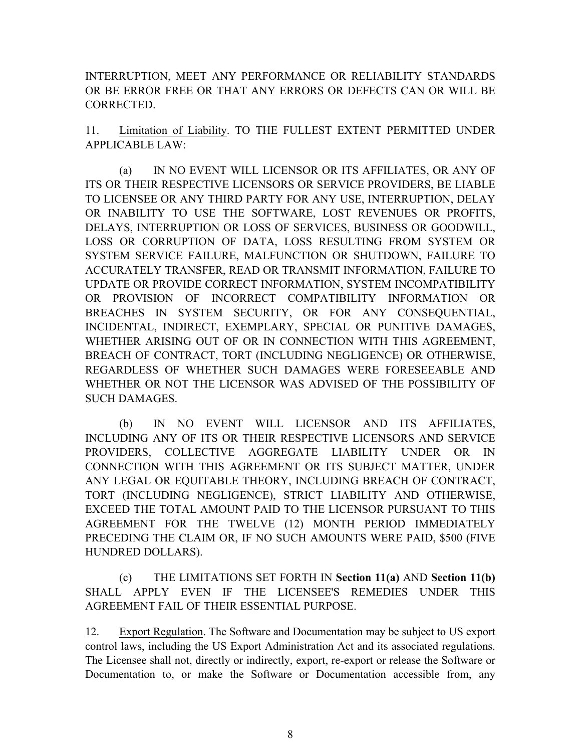INTERRUPTION, MEET ANY PERFORMANCE OR RELIABILITY STANDARDS OR BE ERROR FREE OR THAT ANY ERRORS OR DEFECTS CAN OR WILL BE CORRECTED.

11. Limitation of Liability. TO THE FULLEST EXTENT PERMITTED UNDER APPLICABLE LAW:

(a) IN NO EVENT WILL LICENSOR OR ITS AFFILIATES, OR ANY OF ITS OR THEIR RESPECTIVE LICENSORS OR SERVICE PROVIDERS, BE LIABLE TO LICENSEE OR ANY THIRD PARTY FOR ANY USE, INTERRUPTION, DELAY OR INABILITY TO USE THE SOFTWARE, LOST REVENUES OR PROFITS, DELAYS, INTERRUPTION OR LOSS OF SERVICES, BUSINESS OR GOODWILL, LOSS OR CORRUPTION OF DATA, LOSS RESULTING FROM SYSTEM OR SYSTEM SERVICE FAILURE, MALFUNCTION OR SHUTDOWN, FAILURE TO ACCURATELY TRANSFER, READ OR TRANSMIT INFORMATION, FAILURE TO UPDATE OR PROVIDE CORRECT INFORMATION, SYSTEM INCOMPATIBILITY OR PROVISION OF INCORRECT COMPATIBILITY INFORMATION OR BREACHES IN SYSTEM SECURITY, OR FOR ANY CONSEQUENTIAL, INCIDENTAL, INDIRECT, EXEMPLARY, SPECIAL OR PUNITIVE DAMAGES, WHETHER ARISING OUT OF OR IN CONNECTION WITH THIS AGREEMENT, BREACH OF CONTRACT, TORT (INCLUDING NEGLIGENCE) OR OTHERWISE, REGARDLESS OF WHETHER SUCH DAMAGES WERE FORESEEABLE AND WHETHER OR NOT THE LICENSOR WAS ADVISED OF THE POSSIBILITY OF SUCH DAMAGES.

(b) IN NO EVENT WILL LICENSOR AND ITS AFFILIATES, INCLUDING ANY OF ITS OR THEIR RESPECTIVE LICENSORS AND SERVICE PROVIDERS, COLLECTIVE AGGREGATE LIABILITY UNDER OR IN CONNECTION WITH THIS AGREEMENT OR ITS SUBJECT MATTER, UNDER ANY LEGAL OR EQUITABLE THEORY, INCLUDING BREACH OF CONTRACT, TORT (INCLUDING NEGLIGENCE), STRICT LIABILITY AND OTHERWISE, EXCEED THE TOTAL AMOUNT PAID TO THE LICENSOR PURSUANT TO THIS AGREEMENT FOR THE TWELVE (12) MONTH PERIOD IMMEDIATELY PRECEDING THE CLAIM OR, IF NO SUCH AMOUNTS WERE PAID, $500 (FIVE HUNDRED DOLLARS).

(c) THE LIMITATIONS SET FORTH IN **Section 11(a)** AND **Section 11(b)** SHALL APPLY EVEN IF THE LICENSEE'S REMEDIES UNDER THIS AGREEMENT FAIL OF THEIR ESSENTIAL PURPOSE.

12. Export Regulation. The Software and Documentation may be subject to US export control laws, including the US Export Administration Act and its associated regulations. The Licensee shall not, directly or indirectly, export, re-export or release the Software or Documentation to, or make the Software or Documentation accessible from, any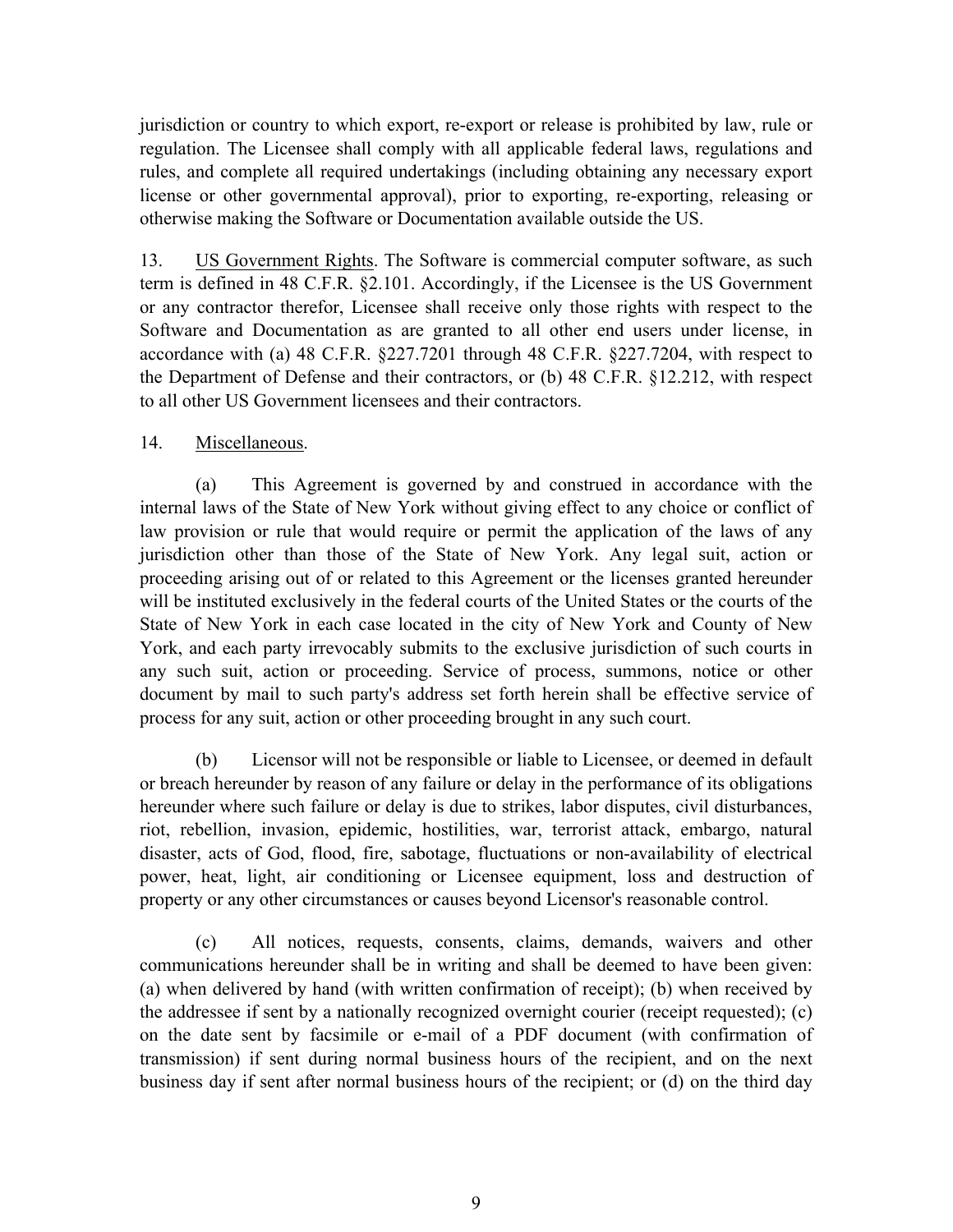jurisdiction or country to which export, re-export or release is prohibited by law, rule or regulation. The Licensee shall comply with all applicable federal laws, regulations and rules, and complete all required undertakings (including obtaining any necessary export license or other governmental approval), prior to exporting, re-exporting, releasing or otherwise making the Software or Documentation available outside the US.

13. <u>US Government Rights</u>. The Software is commercial computer software, as such term is defined in 48 C.F.R. §2.101. Accordingly, if the Licensee is the US Government or any contractor therefor, Licensee shall receive only those rights with respect to the Software and Documentation as are granted to all other end users under license, in accordance with (a) 48 C.F.R. §227.7201 through 48 C.F.R. §227.7204, with respect to the Department of Defense and their contractors, or (b) 48 C.F.R. §12.212, with respect to all other US Government licensees and their contractors.

14. <u>Miscellaneous</u>.

(a) This Agreement is governed by and construed in accordance with the internal laws of the State of New York without giving effect to any choice or conflict of law provision or rule that would require or permit the application of the laws of any jurisdiction other than those of the State of New York. Any legal suit, action or proceeding arising out of or related to this Agreement or the licenses granted hereunder will be instituted exclusively in the federal courts of the United States or the courts of the State of New York in each case located in the city of New York and County of New York, and each party irrevocably submits to the exclusive jurisdiction of such courts in any such suit, action or proceeding. Service of process, summons, notice or other document by mail to such party's address set forth herein shall be effective service of process for any suit, action or other proceeding brought in any such court.

(b) Licensor will not be responsible or liable to Licensee, or deemed in default or breach hereunder by reason of any failure or delay in the performance of its obligations hereunder where such failure or delay is due to strikes, labor disputes, civil disturbances, riot, rebellion, invasion, epidemic, hostilities, war, terrorist attack, embargo, natural disaster, acts of God, flood, fire, sabotage, fluctuations or non-availability of electrical power, heat, light, air conditioning or Licensee equipment, loss and destruction of property or any other circumstances or causes beyond Licensor's reasonable control.

(c) All notices, requests, consents, claims, demands, waivers and other communications hereunder shall be in writing and shall be deemed to have been given: (a) when delivered by hand (with written confirmation of receipt); (b) when received by the addressee if sent by a nationally recognized overnight courier (receipt requested); (c) on the date sent by facsimile or e-mail of a PDF document (with confirmation of transmission) if sent during normal business hours of the recipient, and on the next business day if sent after normal business hours of the recipient; or (d) on the third day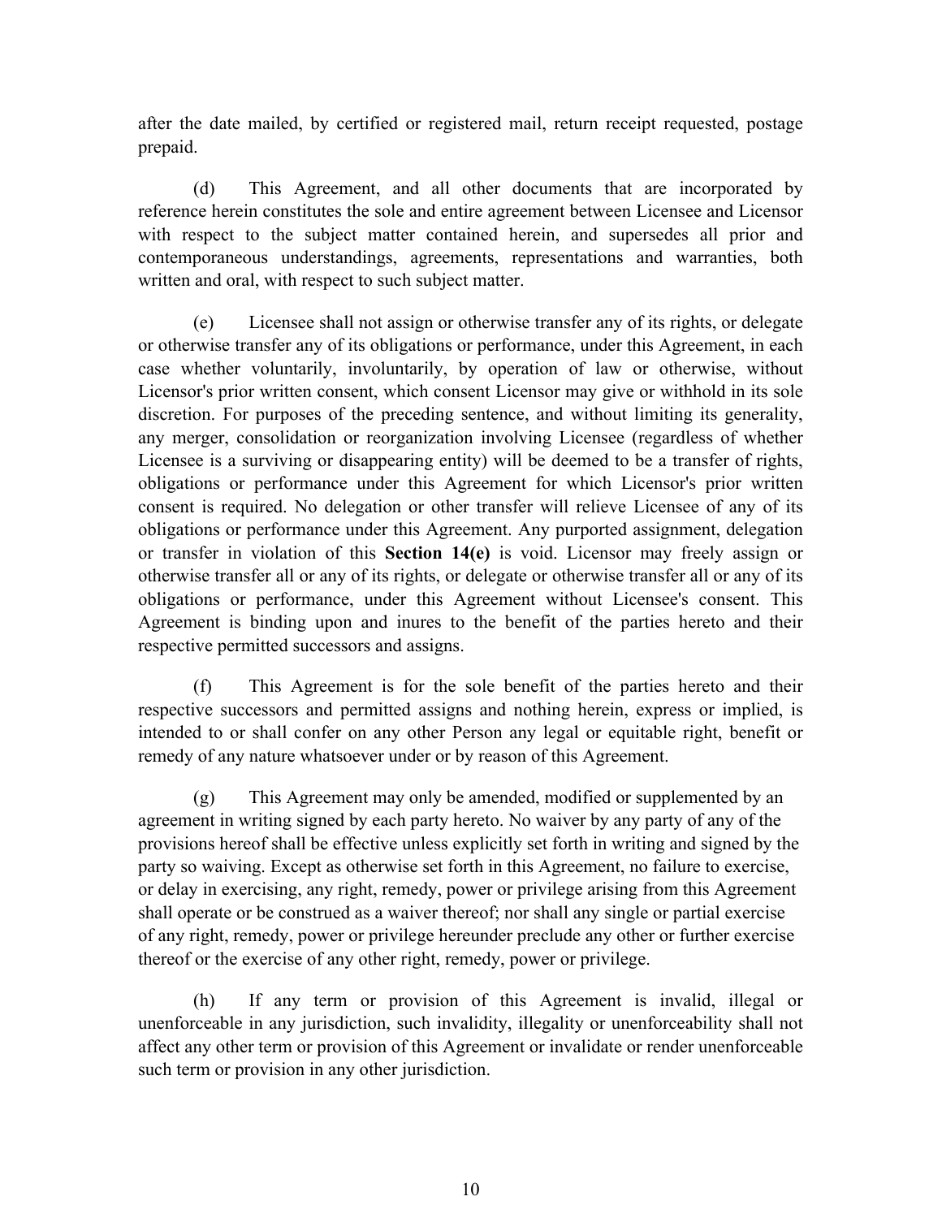after the date mailed, by certified or registered mail, return receipt requested, postage prepaid.

(d) This Agreement, and all other documents that are incorporated by reference herein constitutes the sole and entire agreement between Licensee and Licensor with respect to the subject matter contained herein, and supersedes all prior and contemporaneous understandings, agreements, representations and warranties, both written and oral, with respect to such subject matter.

(e) Licensee shall not assign or otherwise transfer any of its rights, or delegate or otherwise transfer any of its obligations or performance, under this Agreement, in each case whether voluntarily, involuntarily, by operation of law or otherwise, without Licensor's prior written consent, which consent Licensor may give or withhold in its sole discretion. For purposes of the preceding sentence, and without limiting its generality, any merger, consolidation or reorganization involving Licensee (regardless of whether Licensee is a surviving or disappearing entity) will be deemed to be a transfer of rights, obligations or performance under this Agreement for which Licensor's prior written consent is required. No delegation or other transfer will relieve Licensee of any of its obligations or performance under this Agreement. Any purported assignment, delegation or transfer in violation of this **Section 14(e)** is void. Licensor may freely assign or otherwise transfer all or any of its rights, or delegate or otherwise transfer all or any of its obligations or performance, under this Agreement without Licensee's consent. This Agreement is binding upon and inures to the benefit of the parties hereto and their respective permitted successors and assigns.

(f) This Agreement is for the sole benefit of the parties hereto and their respective successors and permitted assigns and nothing herein, express or implied, is intended to or shall confer on any other Person any legal or equitable right, benefit or remedy of any nature whatsoever under or by reason of this Agreement.

(g) This Agreement may only be amended, modified or supplemented by an agreement in writing signed by each party hereto. No waiver by any party of any of the provisions hereof shall be effective unless explicitly set forth in writing and signed by the party so waiving. Except as otherwise set forth in this Agreement, no failure to exercise, or delay in exercising, any right, remedy, power or privilege arising from this Agreement shall operate or be construed as a waiver thereof; nor shall any single or partial exercise of any right, remedy, power or privilege hereunder preclude any other or further exercise thereof or the exercise of any other right, remedy, power or privilege.

(h) If any term or provision of this Agreement is invalid, illegal or unenforceable in any jurisdiction, such invalidity, illegality or unenforceability shall not affect any other term or provision of this Agreement or invalidate or render unenforceable such term or provision in any other jurisdiction.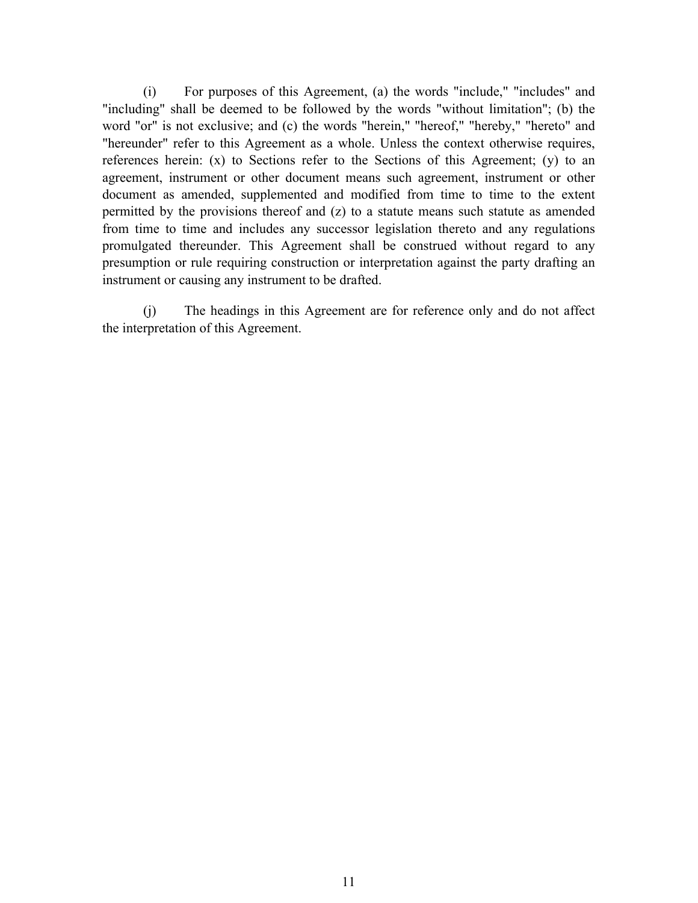(i) For purposes of this Agreement, (a) the words "include," "includes" and "including" shall be deemed to be followed by the words "without limitation"; (b) the word "or" is not exclusive; and (c) the words "herein," "hereof," "hereby," "hereto" and "hereunder" refer to this Agreement as a whole. Unless the context otherwise requires, references herein: (x) to Sections refer to the Sections of this Agreement; (y) to an agreement, instrument or other document means such agreement, instrument or other document as amended, supplemented and modified from time to time to the extent permitted by the provisions thereof and (z) to a statute means such statute as amended from time to time and includes any successor legislation thereto and any regulations promulgated thereunder. This Agreement shall be construed without regard to any presumption or rule requiring construction or interpretation against the party drafting an instrument or causing any instrument to be drafted.

(j) The headings in this Agreement are for reference only and do not affect the interpretation of this Agreement.